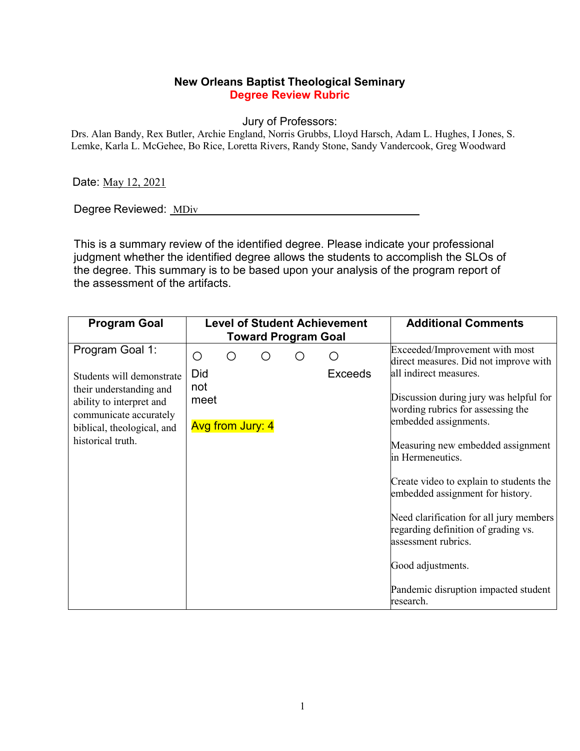# New Orleans Baptist Theological Seminary

## Degree Review Rubric

Jury of Professors:

Drs. Alan Bandy, Rex Butler, Archie England, Norris Grubbs, Lloyd Harsch, Adam L. Hughes, I Jones, S. Lemke, Karla L. McGehee, Bo Rice, Loretta Rivers, Randy Stone, Sandy Vandercook, Greg Woodward

Date: May 12, 2021

Degree Reviewed: MDiv

This is a summary review of the identified degree. Please indicate your professional judgment whether the identified degree allows the students to accomplish the SLOs of the degree. This summary is to be based upon your analysis of the program report of the assessment of the artifacts.

| Program Goal | Level of Student Achievement Toward Program Goal | Additional Comments |
|---|---|---|
| Program Goal 1:<br><br>Students will demonstrate their understanding and ability to interpret and communicate accurately biblical, theological, and historical truth. | ○ ○ ○ ○ ○<br>Did not meet … Exceeds<br><br>Avg from Jury: 4 | Exceeded/Improvement with most direct measures. Did not improve with all indirect measures.<br><br>Discussion during jury was helpful for wording rubrics for assessing the embedded assignments.<br><br>Measuring new embedded assignment in Hermeneutics.<br><br>Create video to explain to students the embedded assignment for history.<br><br>Need clarification for all jury members regarding definition of grading vs. assessment rubrics.<br><br>Good adjustments.<br><br>Pandemic disruption impacted student research. |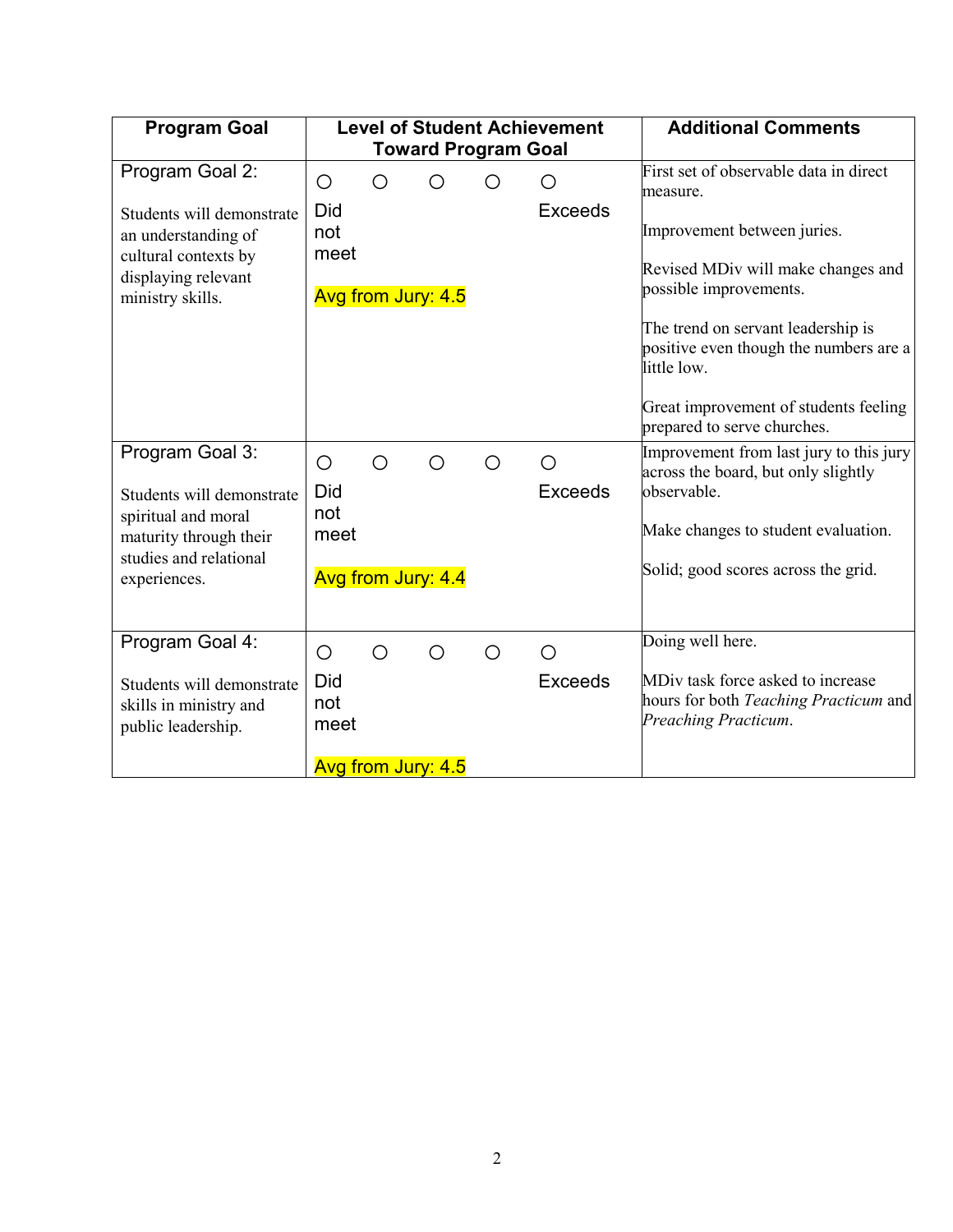| Program Goal | Level of Student Achievement Toward Program Goal | Additional Comments |
|---|---|---|
| Program Goal 2:<br><br>Students will demonstrate an understanding of cultural contexts by displaying relevant ministry skills. | ○ ○ ○ ○ ○<br>Did not meet … Exceeds<br><br>Avg from Jury: 4.5 | First set of observable data in direct measure.<br><br>Improvement between juries.<br><br>Revised MDiv will make changes and possible improvements.<br><br>The trend on servant leadership is positive even though the numbers are a little low.<br><br>Great improvement of students feeling prepared to serve churches. |
| Program Goal 3:<br><br>Students will demonstrate spiritual and moral maturity through their studies and relational experiences. | ○ ○ ○ ○ ○<br>Did not meet … Exceeds<br><br>Avg from Jury: 4.4 | Improvement from last jury to this jury across the board, but only slightly observable.<br><br>Make changes to student evaluation.<br><br>Solid; good scores across the grid. |
| Program Goal 4:<br><br>Students will demonstrate skills in ministry and public leadership. | ○ ○ ○ ○ ○<br>Did not meet … Exceeds<br><br>Avg from Jury: 4.5 | Doing well here.<br><br>MDiv task force asked to increase hours for both *Teaching Practicum* and *Preaching Practicum*. |